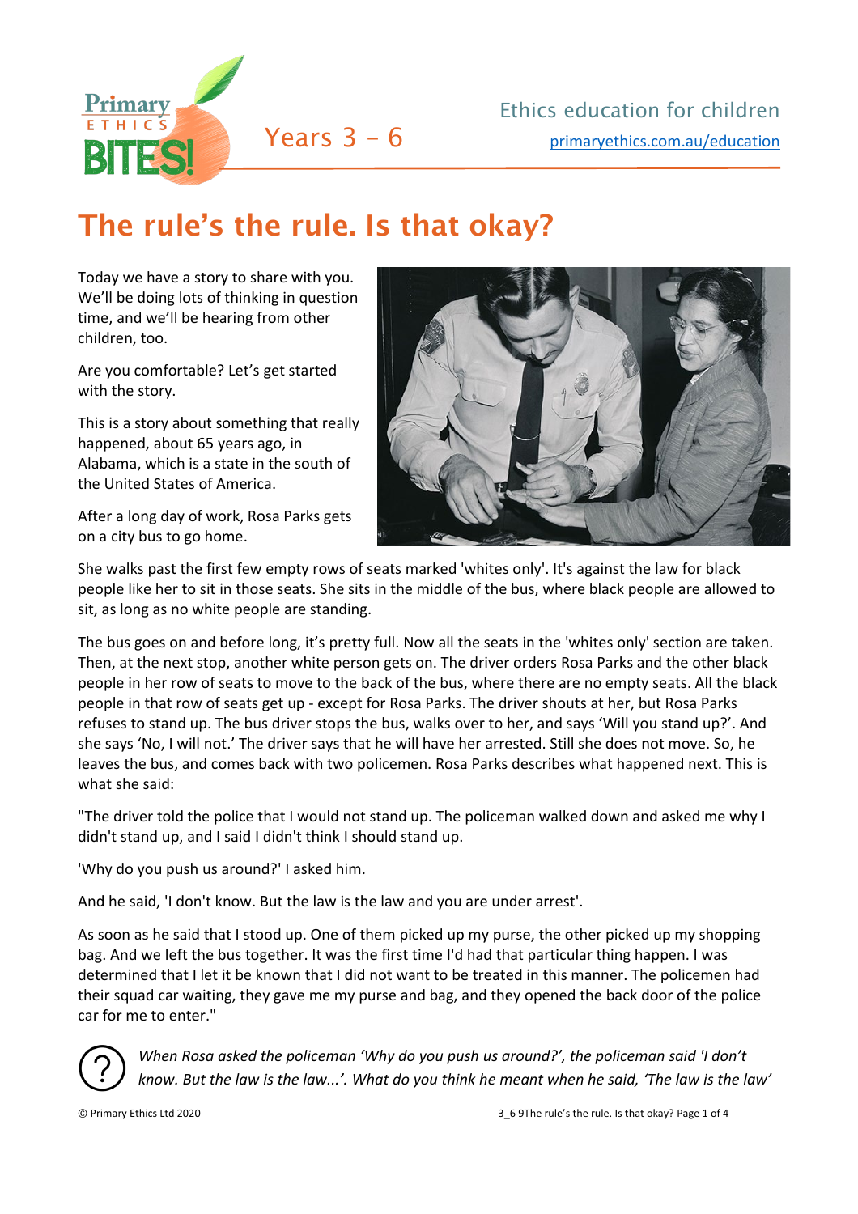# The rule's the rule. Is that okay?

Today we have a story to share with you. We'll be doing lots of thinking in question time, and we'll be hearing from other children, too.

Are you comfortable? Let's get started with the story.

This is a story about something that really happened, about 65 years ago, in Alabama, which is a state in the south of the United States of America.

After a long day of work, Rosa Parks gets on a city bus to go home.

She walks past the first few empty rows of seats marked 'whites only'. It's against the law for black people like her to sit in those seats. She sits in the middle of the bus, where black people are allowed to sit, as long as no white people are standing.

The bus goes on and before long, it's pretty full. Now all the seats in the 'whites only' section are taken. Then, at the next stop, another white person gets on. The driver orders Rosa Parks and the other black people in her row of seats to move to the back of the bus, where there are no empty seats. All the black people in that row of seats get up - except for Rosa Parks. The driver shouts at her, but Rosa Parks refuses to stand up. The bus driver stops the bus, walks over to her, and says 'Will you stand up?'. And she says 'No, I will not.' The driver says that he will have her arrested. Still she does not move. So, he leaves the bus, and comes back with two policemen. Rosa Parks describes what happened next. This is what she said:

"The driver told the police that I would not stand up. The policeman walked down and asked me why I didn't stand up, and I said I didn't think I should stand up.

'Why do you push us around?' I asked him.

And he said, 'I don't know. But the law is the law and you are under arrest'.

As soon as he said that I stood up. One of them picked up my purse, the other picked up my shopping bag. And we left the bus together. It was the first time I'd had that particular thing happen. I was determined that I let it be known that I did not want to be treated in this manner. The policemen had their squad car waiting, they gave me my purse and bag, and they opened the back door of the police car for me to enter."

*When Rosa asked the policeman 'Why do you push us around?', the policeman said 'I don't know. But the law is the law...'. What do you think he meant when he said, 'The law is the law'*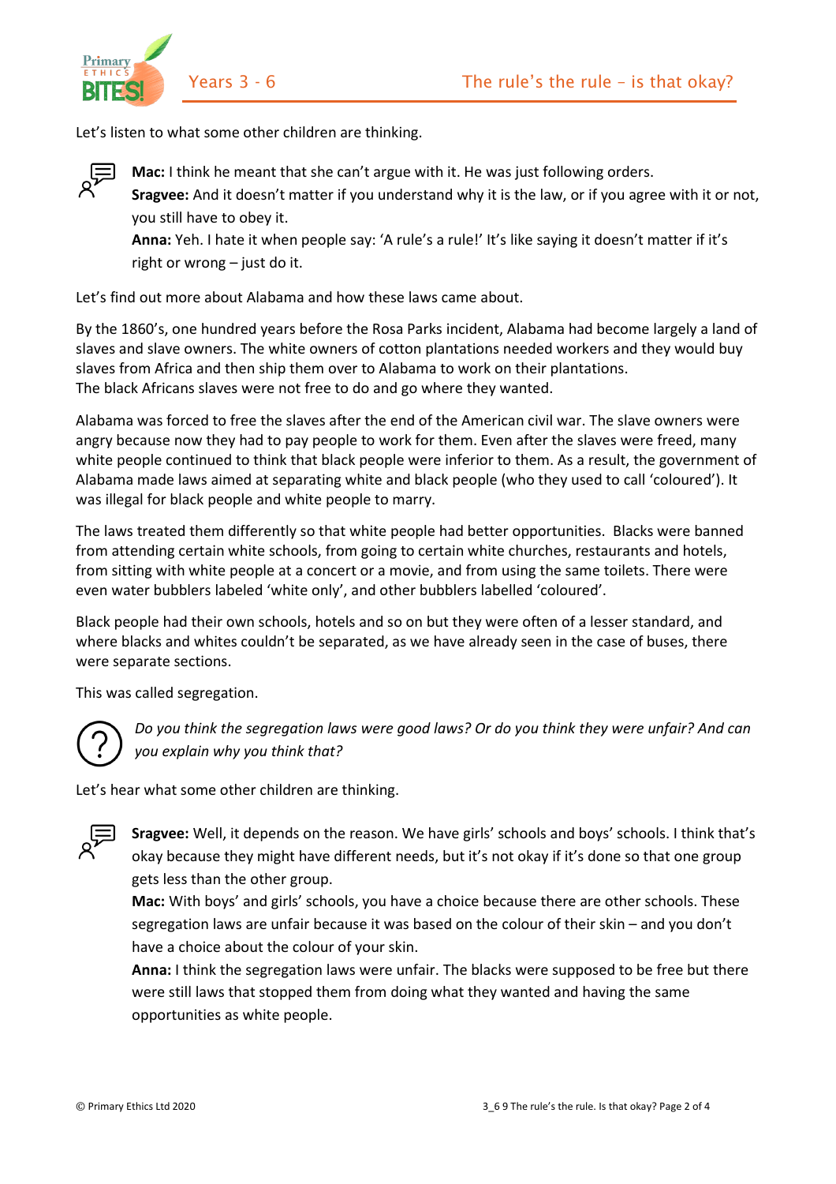Let's listen to what some other children are thinking.

**Mac:** I think he meant that she can't argue with it. He was just following orders.
**Sragvee:** And it doesn't matter if you understand why it is the law, or if you agree with it or not, you still have to obey it.
**Anna:** Yeh. I hate it when people say: 'A rule's a rule!' It's like saying it doesn't matter if it's right or wrong – just do it.

Let's find out more about Alabama and how these laws came about.

By the 1860's, one hundred years before the Rosa Parks incident, Alabama had become largely a land of slaves and slave owners. The white owners of cotton plantations needed workers and they would buy slaves from Africa and then ship them over to Alabama to work on their plantations.
The black Africans slaves were not free to do and go where they wanted.

Alabama was forced to free the slaves after the end of the American civil war. The slave owners were angry because now they had to pay people to work for them. Even after the slaves were freed, many white people continued to think that black people were inferior to them. As a result, the government of Alabama made laws aimed at separating white and black people (who they used to call 'coloured'). It was illegal for black people and white people to marry.

The laws treated them differently so that white people had better opportunities. Blacks were banned from attending certain white schools, from going to certain white churches, restaurants and hotels, from sitting with white people at a concert or a movie, and from using the same toilets. There were even water bubblers labeled 'white only', and other bubblers labelled 'coloured'.

Black people had their own schools, hotels and so on but they were often of a lesser standard, and where blacks and whites couldn't be separated, as we have already seen in the case of buses, there were separate sections.

This was called segregation.

*Do you think the segregation laws were good laws? Or do you think they were unfair? And can you explain why you think that?*

Let's hear what some other children are thinking.

**Sragvee:** Well, it depends on the reason. We have girls' schools and boys' schools. I think that's okay because they might have different needs, but it's not okay if it's done so that one group gets less than the other group.
**Mac:** With boys' and girls' schools, you have a choice because there are other schools. These segregation laws are unfair because it was based on the colour of their skin – and you don't have a choice about the colour of your skin.
**Anna:** I think the segregation laws were unfair. The blacks were supposed to be free but there were still laws that stopped them from doing what they wanted and having the same opportunities as white people.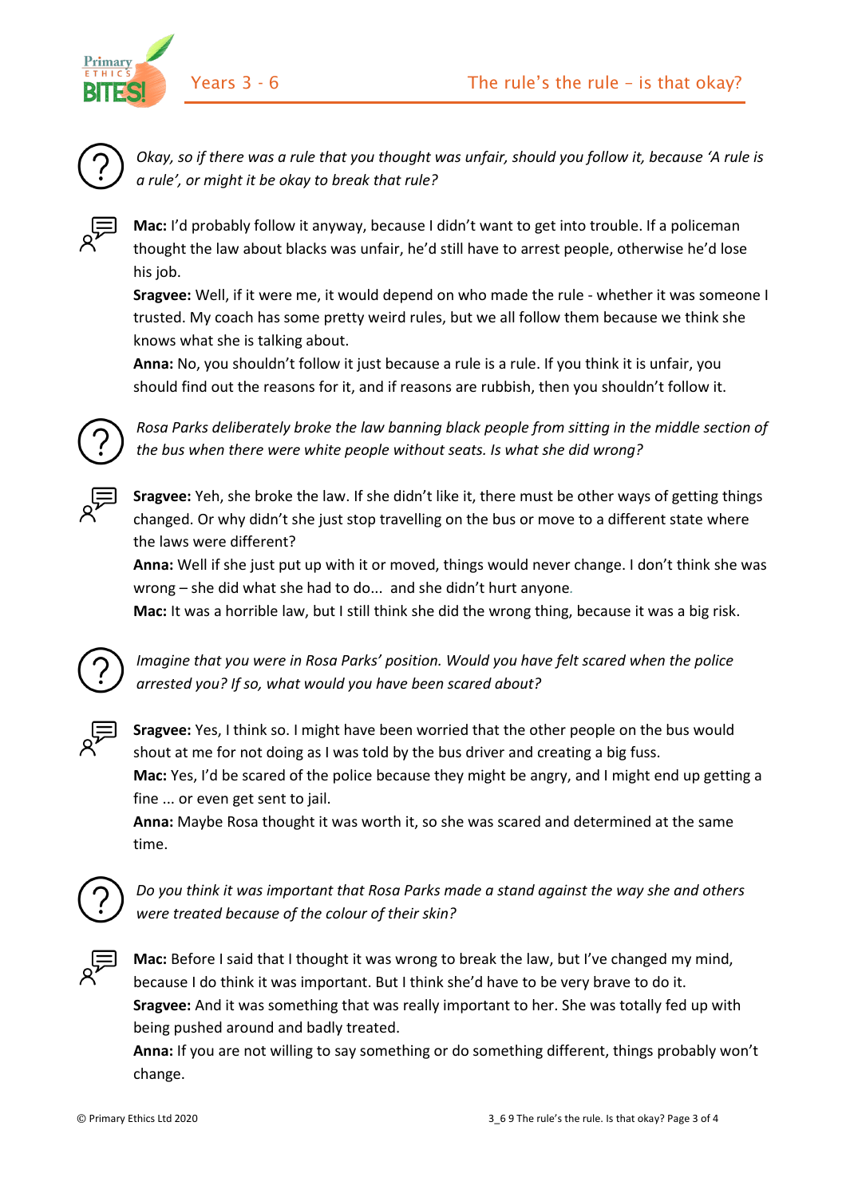*Okay, so if there was a rule that you thought was unfair, should you follow it, because 'A rule is a rule', or might it be okay to break that rule?*

**Mac:** I'd probably follow it anyway, because I didn't want to get into trouble. If a policeman thought the law about blacks was unfair, he'd still have to arrest people, otherwise he'd lose his job.
**Sragvee:** Well, if it were me, it would depend on who made the rule - whether it was someone I trusted. My coach has some pretty weird rules, but we all follow them because we think she knows what she is talking about.
**Anna:** No, you shouldn't follow it just because a rule is a rule. If you think it is unfair, you should find out the reasons for it, and if reasons are rubbish, then you shouldn't follow it.

*Rosa Parks deliberately broke the law banning black people from sitting in the middle section of the bus when there were white people without seats. Is what she did wrong?*

**Sragvee:** Yeh, she broke the law. If she didn't like it, there must be other ways of getting things changed. Or why didn't she just stop travelling on the bus or move to a different state where the laws were different?
**Anna:** Well if she just put up with it or moved, things would never change. I don't think she was wrong – she did what she had to do... and she didn't hurt anyone.
**Mac:** It was a horrible law, but I still think she did the wrong thing, because it was a big risk.

*Imagine that you were in Rosa Parks' position. Would you have felt scared when the police arrested you? If so, what would you have been scared about?*

**Sragvee:** Yes, I think so. I might have been worried that the other people on the bus would shout at me for not doing as I was told by the bus driver and creating a big fuss.
**Mac:** Yes, I'd be scared of the police because they might be angry, and I might end up getting a fine ... or even get sent to jail.
**Anna:** Maybe Rosa thought it was worth it, so she was scared and determined at the same time.

*Do you think it was important that Rosa Parks made a stand against the way she and others were treated because of the colour of their skin?*

**Mac:** Before I said that I thought it was wrong to break the law, but I've changed my mind, because I do think it was important. But I think she'd have to be very brave to do it.
**Sragvee:** And it was something that was really important to her. She was totally fed up with being pushed around and badly treated.
**Anna:** If you are not willing to say something or do something different, things probably won't change.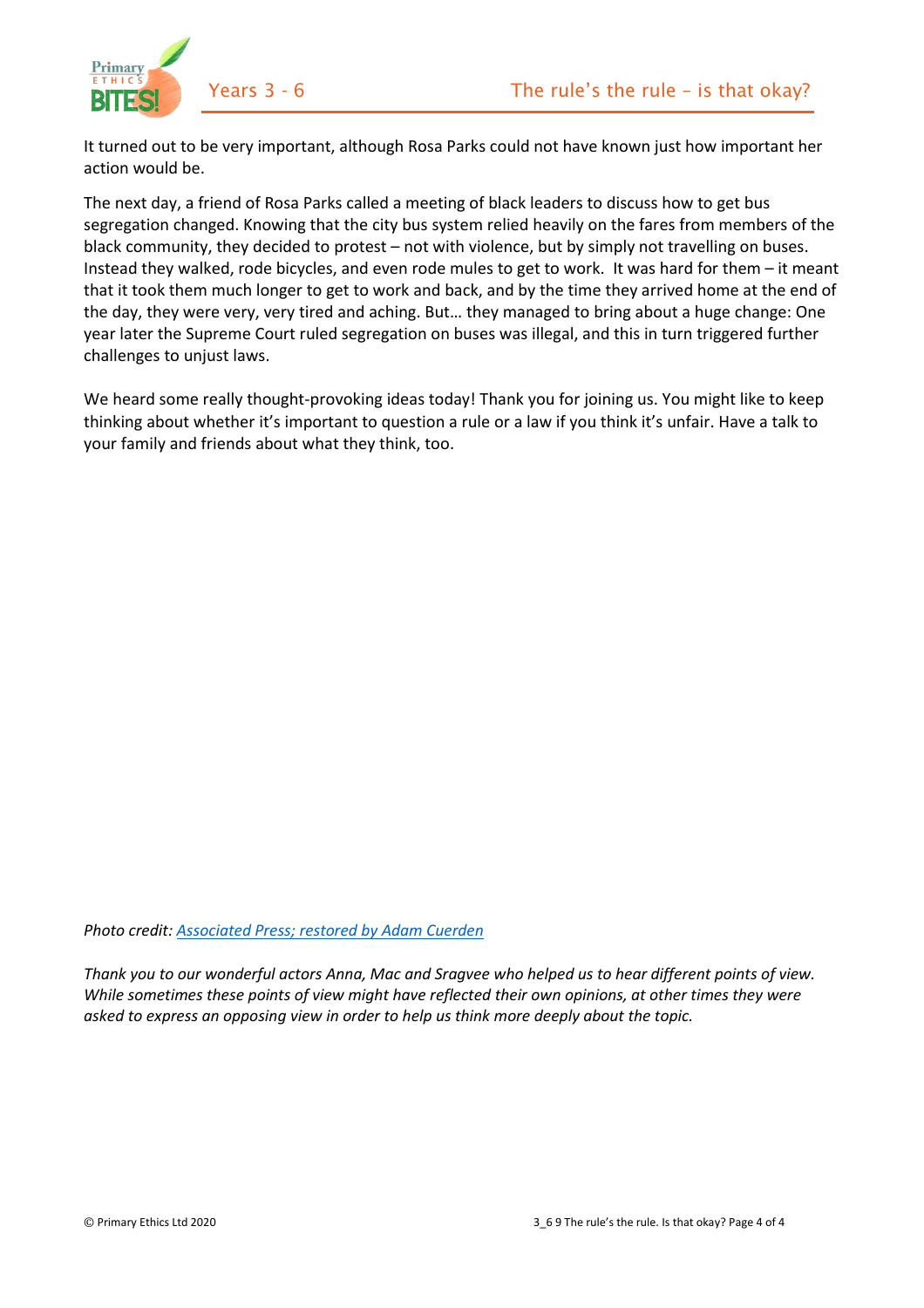It turned out to be very important, although Rosa Parks could not have known just how important her action would be.

The next day, a friend of Rosa Parks called a meeting of black leaders to discuss how to get bus segregation changed. Knowing that the city bus system relied heavily on the fares from members of the black community, they decided to protest – not with violence, but by simply not travelling on buses. Instead they walked, rode bicycles, and even rode mules to get to work. It was hard for them – it meant that it took them much longer to get to work and back, and by the time they arrived home at the end of the day, they were very, very tired and aching. But… they managed to bring about a huge change: One year later the Supreme Court ruled segregation on buses was illegal, and this in turn triggered further challenges to unjust laws.

We heard some really thought-provoking ideas today! Thank you for joining us. You might like to keep thinking about whether it's important to question a rule or a law if you think it's unfair. Have a talk to your family and friends about what they think, too.

*Photo credit: Associated Press; restored by Adam Cuerden*

*Thank you to our wonderful actors Anna, Mac and Sragvee who helped us to hear different points of view. While sometimes these points of view might have reflected their own opinions, at other times they were asked to express an opposing view in order to help us think more deeply about the topic.*